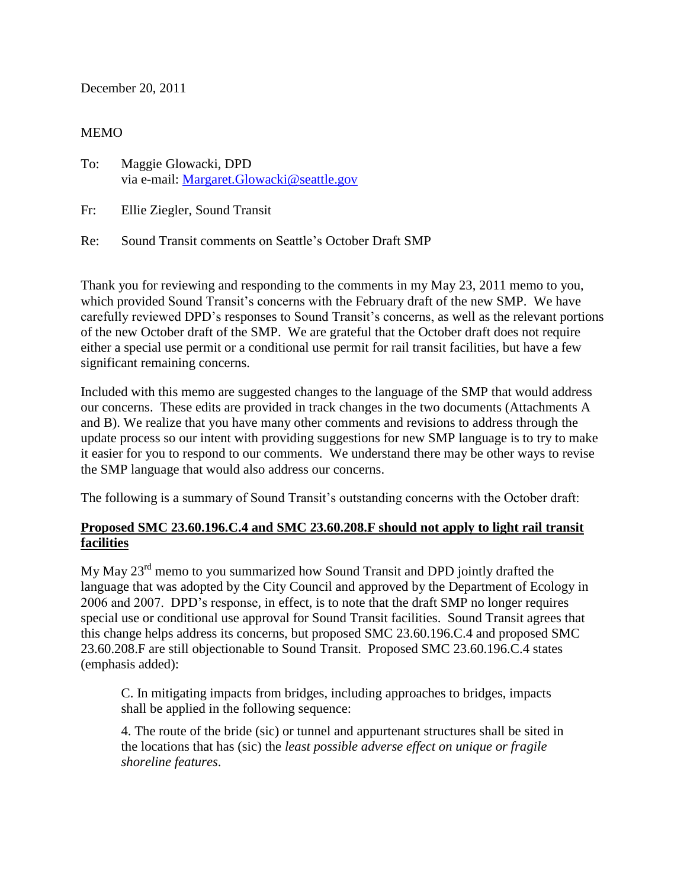December 20, 2011

MEMO

To: Maggie Glowacki, DPD
via e-mail: [Margaret.Glowacki@seattle.gov](mailto:Margaret.Glowacki@seattle.gov)

Fr: Ellie Ziegler, Sound Transit

Re: Sound Transit comments on Seattle's October Draft SMP

Thank you for reviewing and responding to the comments in my May 23, 2011 memo to you, which provided Sound Transit's concerns with the February draft of the new SMP. We have carefully reviewed DPD's responses to Sound Transit's concerns, as well as the relevant portions of the new October draft of the SMP. We are grateful that the October draft does not require either a special use permit or a conditional use permit for rail transit facilities, but have a few significant remaining concerns.

Included with this memo are suggested changes to the language of the SMP that would address our concerns. These edits are provided in track changes in the two documents (Attachments A and B). We realize that you have many other comments and revisions to address through the update process so our intent with providing suggestions for new SMP language is to try to make it easier for you to respond to our comments. We understand there may be other ways to revise the SMP language that would also address our concerns.

The following is a summary of Sound Transit's outstanding concerns with the October draft:

**Proposed SMC 23.60.196.C.4 and SMC 23.60.208.F should not apply to light rail transit facilities**

My May 23rd memo to you summarized how Sound Transit and DPD jointly drafted the language that was adopted by the City Council and approved by the Department of Ecology in 2006 and 2007. DPD's response, in effect, is to note that the draft SMP no longer requires special use or conditional use approval for Sound Transit facilities. Sound Transit agrees that this change helps address its concerns, but proposed SMC 23.60.196.C.4 and proposed SMC 23.60.208.F are still objectionable to Sound Transit. Proposed SMC 23.60.196.C.4 states (emphasis added):

> C. In mitigating impacts from bridges, including approaches to bridges, impacts shall be applied in the following sequence:
>
> 4. The route of the bride (sic) or tunnel and appurtenant structures shall be sited in the locations that has (sic) the *least possible adverse effect on unique or fragile shoreline features*.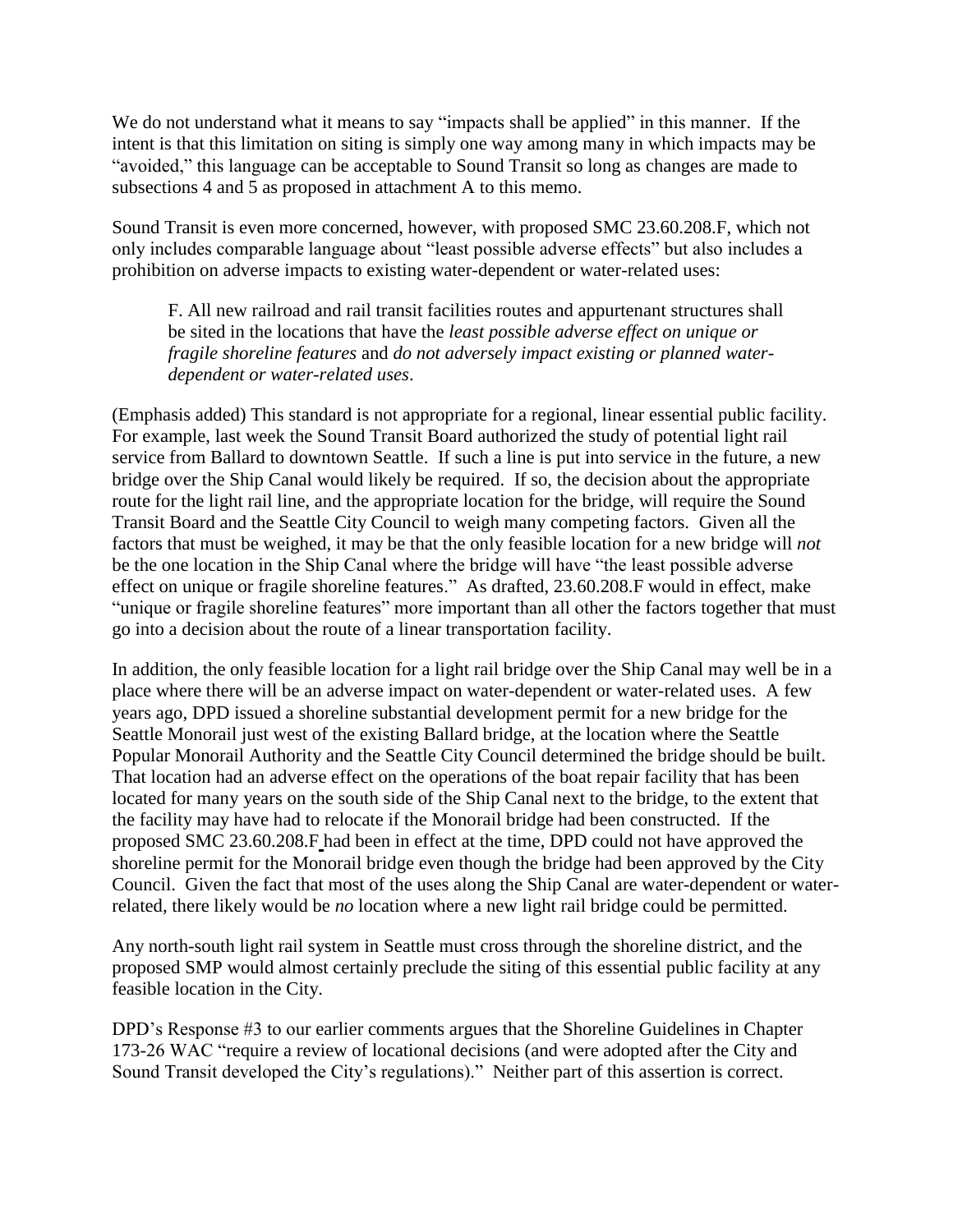We do not understand what it means to say "impacts shall be applied" in this manner. If the intent is that this limitation on siting is simply one way among many in which impacts may be "avoided," this language can be acceptable to Sound Transit so long as changes are made to subsections 4 and 5 as proposed in attachment A to this memo.

Sound Transit is even more concerned, however, with proposed SMC 23.60.208.F, which not only includes comparable language about "least possible adverse effects" but also includes a prohibition on adverse impacts to existing water-dependent or water-related uses:

> F. All new railroad and rail transit facilities routes and appurtenant structures shall be sited in the locations that have the *least possible adverse effect on unique or fragile shoreline features* and *do not adversely impact existing or planned water-dependent or water-related uses*.

(Emphasis added) This standard is not appropriate for a regional, linear essential public facility. For example, last week the Sound Transit Board authorized the study of potential light rail service from Ballard to downtown Seattle. If such a line is put into service in the future, a new bridge over the Ship Canal would likely be required. If so, the decision about the appropriate route for the light rail line, and the appropriate location for the bridge, will require the Sound Transit Board and the Seattle City Council to weigh many competing factors. Given all the factors that must be weighed, it may be that the only feasible location for a new bridge will *not* be the one location in the Ship Canal where the bridge will have "the least possible adverse effect on unique or fragile shoreline features." As drafted, 23.60.208.F would in effect, make "unique or fragile shoreline features" more important than all other the factors together that must go into a decision about the route of a linear transportation facility.

In addition, the only feasible location for a light rail bridge over the Ship Canal may well be in a place where there will be an adverse impact on water-dependent or water-related uses. A few years ago, DPD issued a shoreline substantial development permit for a new bridge for the Seattle Monorail just west of the existing Ballard bridge, at the location where the Seattle Popular Monorail Authority and the Seattle City Council determined the bridge should be built. That location had an adverse effect on the operations of the boat repair facility that has been located for many years on the south side of the Ship Canal next to the bridge, to the extent that the facility may have had to relocate if the Monorail bridge had been constructed. If the proposed SMC 23.60.208.F had been in effect at the time, DPD could not have approved the shoreline permit for the Monorail bridge even though the bridge had been approved by the City Council. Given the fact that most of the uses along the Ship Canal are water-dependent or water-related, there likely would be *no* location where a new light rail bridge could be permitted.

Any north-south light rail system in Seattle must cross through the shoreline district, and the proposed SMP would almost certainly preclude the siting of this essential public facility at any feasible location in the City.

DPD's Response #3 to our earlier comments argues that the Shoreline Guidelines in Chapter 173-26 WAC "require a review of locational decisions (and were adopted after the City and Sound Transit developed the City's regulations)." Neither part of this assertion is correct.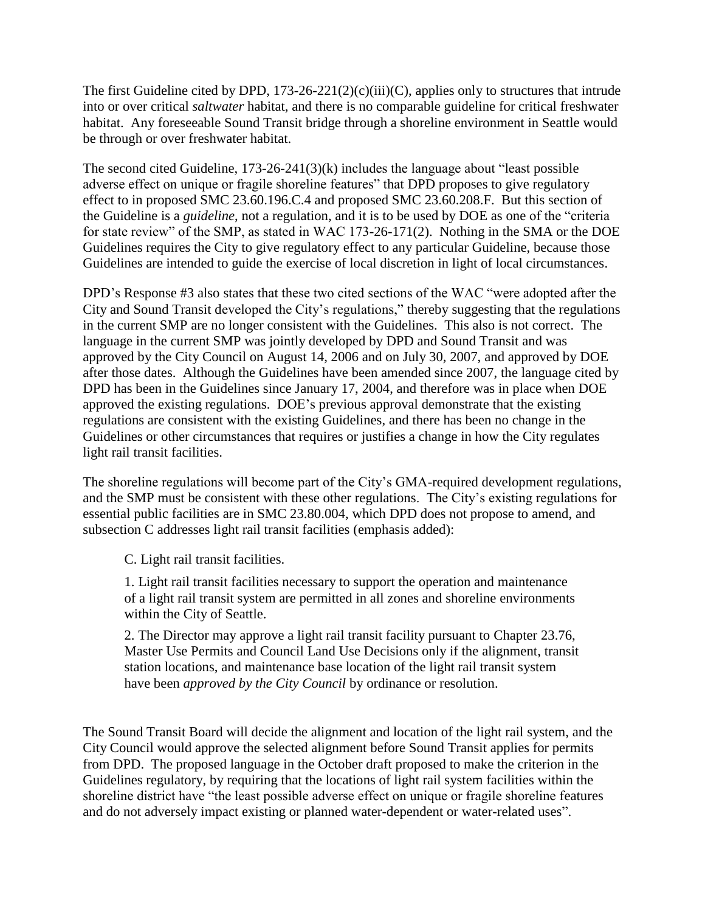The first Guideline cited by DPD, 173-26-221(2)(c)(iii)(C), applies only to structures that intrude into or over critical *saltwater* habitat, and there is no comparable guideline for critical freshwater habitat. Any foreseeable Sound Transit bridge through a shoreline environment in Seattle would be through or over freshwater habitat.

The second cited Guideline, 173-26-241(3)(k) includes the language about "least possible adverse effect on unique or fragile shoreline features" that DPD proposes to give regulatory effect to in proposed SMC 23.60.196.C.4 and proposed SMC 23.60.208.F. But this section of the Guideline is a *guideline*, not a regulation, and it is to be used by DOE as one of the "criteria for state review" of the SMP, as stated in WAC 173-26-171(2). Nothing in the SMA or the DOE Guidelines requires the City to give regulatory effect to any particular Guideline, because those Guidelines are intended to guide the exercise of local discretion in light of local circumstances.

DPD's Response #3 also states that these two cited sections of the WAC "were adopted after the City and Sound Transit developed the City's regulations," thereby suggesting that the regulations in the current SMP are no longer consistent with the Guidelines. This also is not correct. The language in the current SMP was jointly developed by DPD and Sound Transit and was approved by the City Council on August 14, 2006 and on July 30, 2007, and approved by DOE after those dates. Although the Guidelines have been amended since 2007, the language cited by DPD has been in the Guidelines since January 17, 2004, and therefore was in place when DOE approved the existing regulations. DOE's previous approval demonstrate that the existing regulations are consistent with the existing Guidelines, and there has been no change in the Guidelines or other circumstances that requires or justifies a change in how the City regulates light rail transit facilities.

The shoreline regulations will become part of the City's GMA-required development regulations, and the SMP must be consistent with these other regulations. The City's existing regulations for essential public facilities are in SMC 23.80.004, which DPD does not propose to amend, and subsection C addresses light rail transit facilities (emphasis added):

> C. Light rail transit facilities.
>
> 1. Light rail transit facilities necessary to support the operation and maintenance of a light rail transit system are permitted in all zones and shoreline environments within the City of Seattle.
>
> 2. The Director may approve a light rail transit facility pursuant to Chapter 23.76, Master Use Permits and Council Land Use Decisions only if the alignment, transit station locations, and maintenance base location of the light rail transit system have been *approved by the City Council* by ordinance or resolution.

The Sound Transit Board will decide the alignment and location of the light rail system, and the City Council would approve the selected alignment before Sound Transit applies for permits from DPD. The proposed language in the October draft proposed to make the criterion in the Guidelines regulatory, by requiring that the locations of light rail system facilities within the shoreline district have "the least possible adverse effect on unique or fragile shoreline features and do not adversely impact existing or planned water-dependent or water-related uses".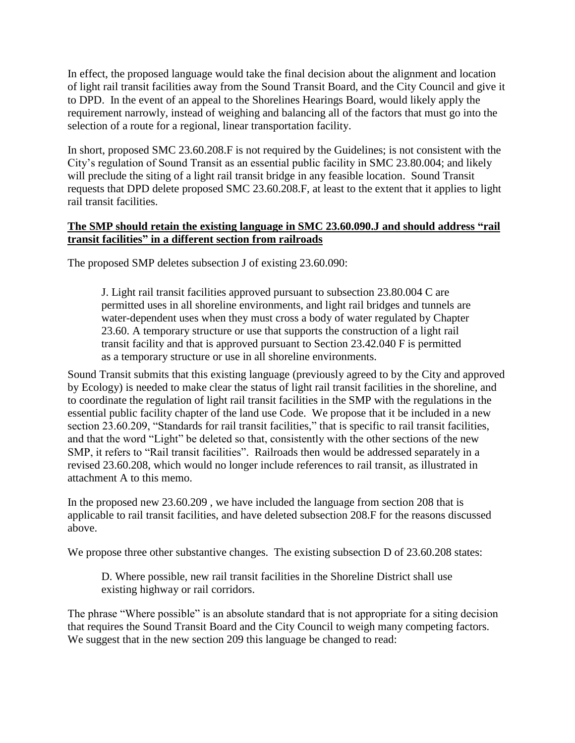In effect, the proposed language would take the final decision about the alignment and location of light rail transit facilities away from the Sound Transit Board, and the City Council and give it to DPD. In the event of an appeal to the Shorelines Hearings Board, would likely apply the requirement narrowly, instead of weighing and balancing all of the factors that must go into the selection of a route for a regional, linear transportation facility.

In short, proposed SMC 23.60.208.F is not required by the Guidelines; is not consistent with the City's regulation of Sound Transit as an essential public facility in SMC 23.80.004; and likely will preclude the siting of a light rail transit bridge in any feasible location. Sound Transit requests that DPD delete proposed SMC 23.60.208.F, at least to the extent that it applies to light rail transit facilities.

**<u>The SMP should retain the existing language in SMC 23.60.090.J and should address "rail transit facilities" in a different section from railroads</u>**

The proposed SMP deletes subsection J of existing 23.60.090:

> J. Light rail transit facilities approved pursuant to subsection 23.80.004 C are permitted uses in all shoreline environments, and light rail bridges and tunnels are water-dependent uses when they must cross a body of water regulated by Chapter 23.60. A temporary structure or use that supports the construction of a light rail transit facility and that is approved pursuant to Section 23.42.040 F is permitted as a temporary structure or use in all shoreline environments.

Sound Transit submits that this existing language (previously agreed to by the City and approved by Ecology) is needed to make clear the status of light rail transit facilities in the shoreline, and to coordinate the regulation of light rail transit facilities in the SMP with the regulations in the essential public facility chapter of the land use Code. We propose that it be included in a new section 23.60.209, "Standards for rail transit facilities," that is specific to rail transit facilities, and that the word "Light" be deleted so that, consistently with the other sections of the new SMP, it refers to "Rail transit facilities". Railroads then would be addressed separately in a revised 23.60.208, which would no longer include references to rail transit, as illustrated in attachment A to this memo.

In the proposed new 23.60.209 , we have included the language from section 208 that is applicable to rail transit facilities, and have deleted subsection 208.F for the reasons discussed above.

We propose three other substantive changes. The existing subsection D of 23.60.208 states:

> D. Where possible, new rail transit facilities in the Shoreline District shall use existing highway or rail corridors.

The phrase "Where possible" is an absolute standard that is not appropriate for a siting decision that requires the Sound Transit Board and the City Council to weigh many competing factors. We suggest that in the new section 209 this language be changed to read: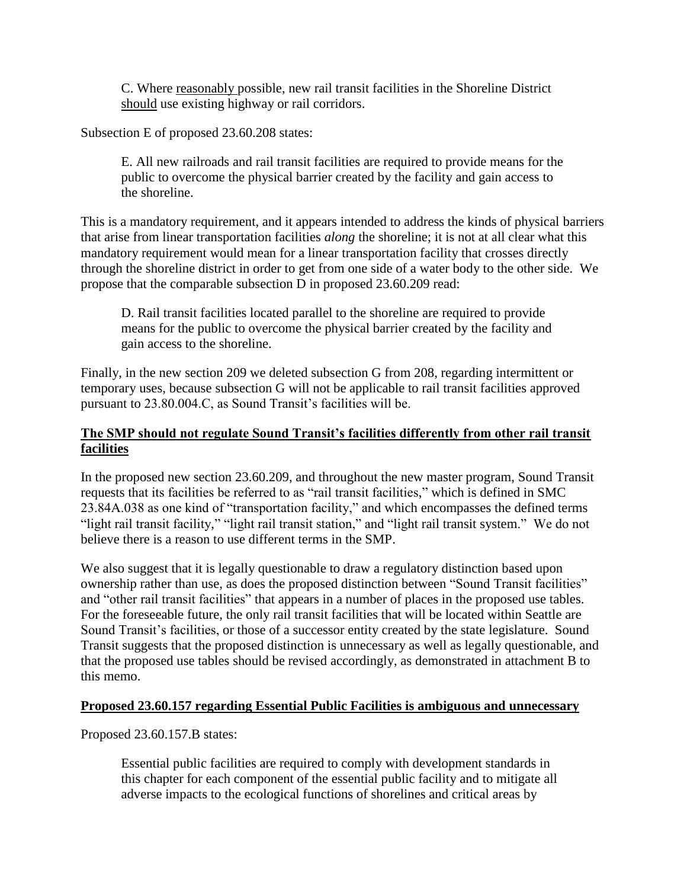C. Where <u>reasonably</u> possible, new rail transit facilities in the Shoreline District <u>should</u> use existing highway or rail corridors.

Subsection E of proposed 23.60.208 states:

> E. All new railroads and rail transit facilities are required to provide means for the public to overcome the physical barrier created by the facility and gain access to the shoreline.

This is a mandatory requirement, and it appears intended to address the kinds of physical barriers that arise from linear transportation facilities *along* the shoreline; it is not at all clear what this mandatory requirement would mean for a linear transportation facility that crosses directly through the shoreline district in order to get from one side of a water body to the other side. We propose that the comparable subsection D in proposed 23.60.209 read:

> D. Rail transit facilities located parallel to the shoreline are required to provide means for the public to overcome the physical barrier created by the facility and gain access to the shoreline.

Finally, in the new section 209 we deleted subsection G from 208, regarding intermittent or temporary uses, because subsection G will not be applicable to rail transit facilities approved pursuant to 23.80.004.C, as Sound Transit's facilities will be.

**<u>The SMP should not regulate Sound Transit's facilities differently from other rail transit facilities</u>**

In the proposed new section 23.60.209, and throughout the new master program, Sound Transit requests that its facilities be referred to as "rail transit facilities," which is defined in SMC 23.84A.038 as one kind of "transportation facility," and which encompasses the defined terms "light rail transit facility," "light rail transit station," and "light rail transit system." We do not believe there is a reason to use different terms in the SMP.

We also suggest that it is legally questionable to draw a regulatory distinction based upon ownership rather than use, as does the proposed distinction between "Sound Transit facilities" and "other rail transit facilities" that appears in a number of places in the proposed use tables. For the foreseeable future, the only rail transit facilities that will be located within Seattle are Sound Transit's facilities, or those of a successor entity created by the state legislature. Sound Transit suggests that the proposed distinction is unnecessary as well as legally questionable, and that the proposed use tables should be revised accordingly, as demonstrated in attachment B to this memo.

**<u>Proposed 23.60.157 regarding Essential Public Facilities is ambiguous and unnecessary</u>**

Proposed 23.60.157.B states:

> Essential public facilities are required to comply with development standards in this chapter for each component of the essential public facility and to mitigate all adverse impacts to the ecological functions of shorelines and critical areas by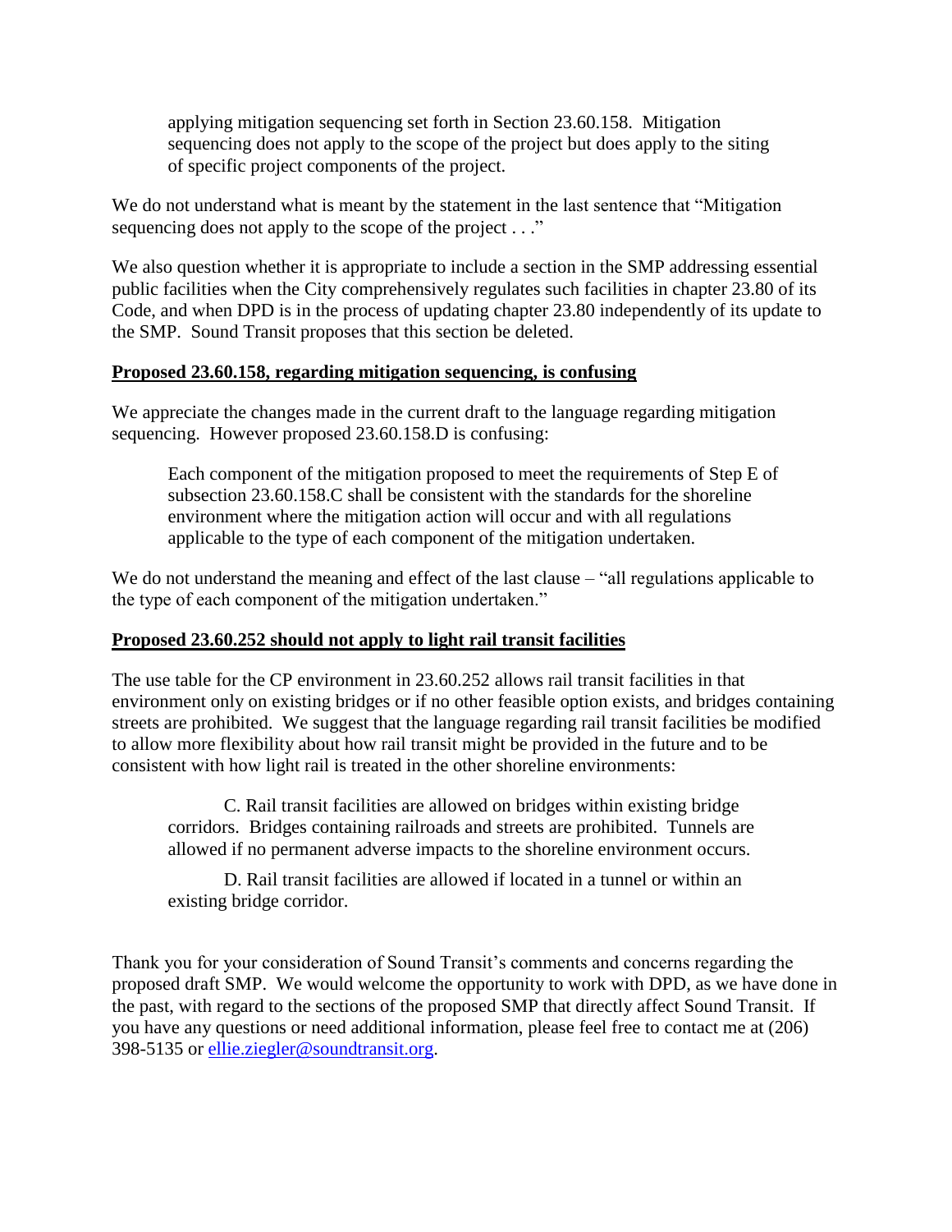> applying mitigation sequencing set forth in Section 23.60.158. Mitigation sequencing does not apply to the scope of the project but does apply to the siting of specific project components of the project.

We do not understand what is meant by the statement in the last sentence that "Mitigation sequencing does not apply to the scope of the project . . ."

We also question whether it is appropriate to include a section in the SMP addressing essential public facilities when the City comprehensively regulates such facilities in chapter 23.80 of its Code, and when DPD is in the process of updating chapter 23.80 independently of its update to the SMP. Sound Transit proposes that this section be deleted.

**Proposed 23.60.158, regarding mitigation sequencing, is confusing**

We appreciate the changes made in the current draft to the language regarding mitigation sequencing. However proposed 23.60.158.D is confusing:

> Each component of the mitigation proposed to meet the requirements of Step E of subsection 23.60.158.C shall be consistent with the standards for the shoreline environment where the mitigation action will occur and with all regulations applicable to the type of each component of the mitigation undertaken.

We do not understand the meaning and effect of the last clause – "all regulations applicable to the type of each component of the mitigation undertaken."

**Proposed 23.60.252 should not apply to light rail transit facilities**

The use table for the CP environment in 23.60.252 allows rail transit facilities in that environment only on existing bridges or if no other feasible option exists, and bridges containing streets are prohibited. We suggest that the language regarding rail transit facilities be modified to allow more flexibility about how rail transit might be provided in the future and to be consistent with how light rail is treated in the other shoreline environments:

> C. Rail transit facilities are allowed on bridges within existing bridge corridors. Bridges containing railroads and streets are prohibited. Tunnels are allowed if no permanent adverse impacts to the shoreline environment occurs.
>
> D. Rail transit facilities are allowed if located in a tunnel or within an existing bridge corridor.

Thank you for your consideration of Sound Transit's comments and concerns regarding the proposed draft SMP. We would welcome the opportunity to work with DPD, as we have done in the past, with regard to the sections of the proposed SMP that directly affect Sound Transit. If you have any questions or need additional information, please feel free to contact me at (206) 398-5135 or ellie.ziegler@soundtransit.org.